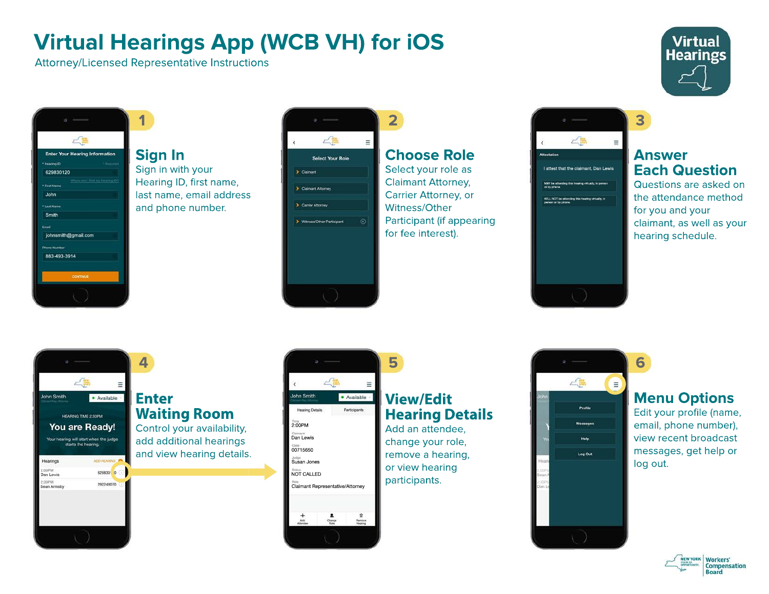# Virtual Hearings App (WCB VH) for iOS

Attorney/Licensed Representative Instructions

## 1 Sign In

Sign in with your Hearing ID, first name, last name, email address and phone number.

## 2 Choose Role

Select your role as Claimant Attorney, Carrier Attorney, or Witness/Other Participant (if appearing for fee interest).

## 3 Answer Each Question

Questions are asked on the attendance method for you and your claimant, as well as your hearing schedule.

## 4 Enter Waiting Room

Control your availability, add additional hearings and view hearing details.

## 5 View/Edit Hearing Details

Add an attendee, change your role, remove a hearing, or view hearing participants.

## 6 Menu Options

Edit your profile (name, email, phone number), view recent broadcast messages, get help or log out.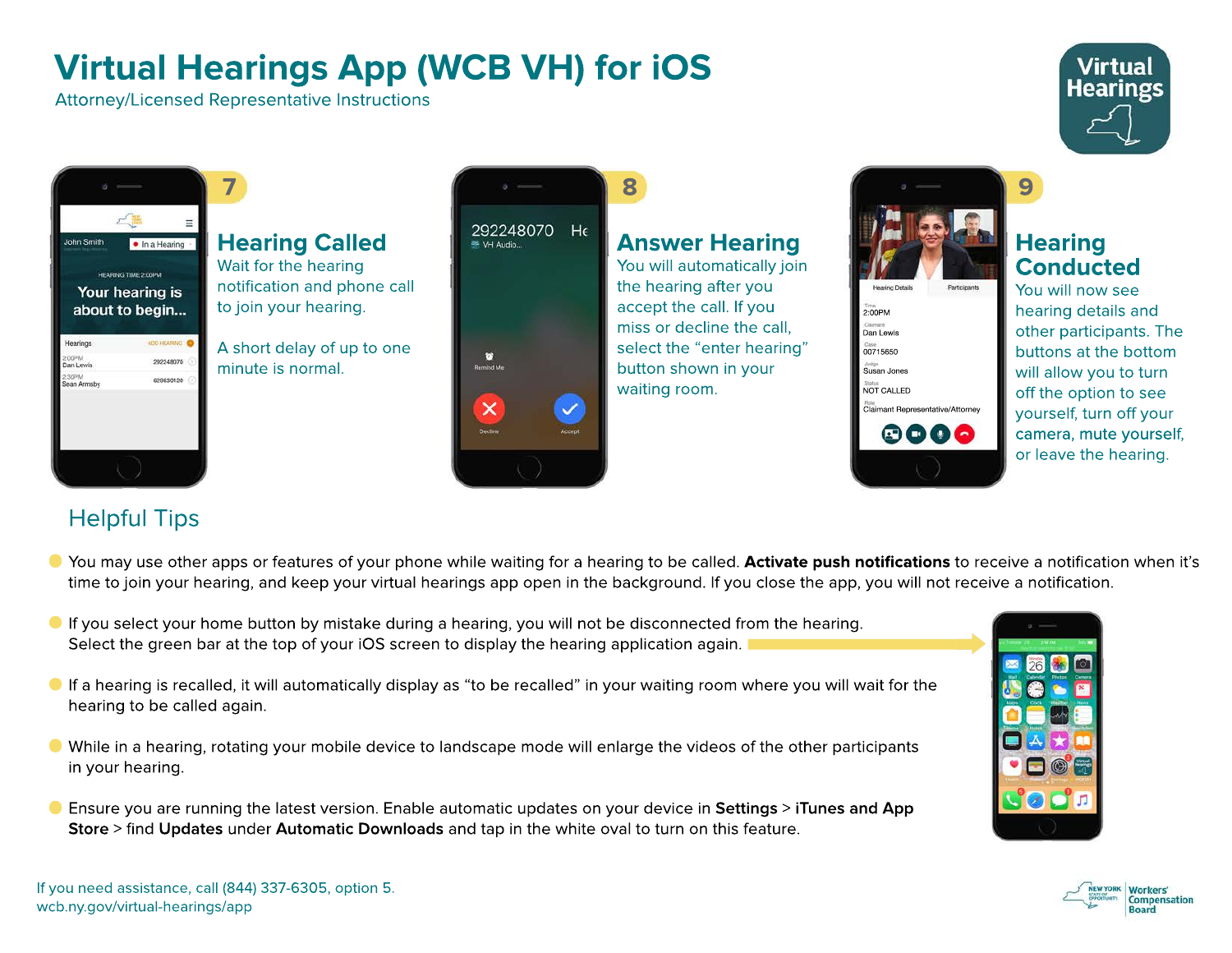# Virtual Hearings App (WCB VH) for iOS

Attorney/Licensed Representative Instructions

## 7 Hearing Called

Wait for the hearing notification and phone call to join your hearing.

A short delay of up to one minute is normal.

## 8 Answer Hearing

You will automatically join the hearing after you accept the call. If you miss or decline the call, select the "enter hearing" button shown in your waiting room.

## 9 Hearing Conducted

You will now see hearing details and other participants. The buttons at the bottom will allow you to turn off the option to see yourself, turn off your camera, mute yourself, or leave the hearing.

## Helpful Tips

- You may use other apps or features of your phone while waiting for a hearing to be called. **Activate push notifications** to receive a notification when it's time to join your hearing, and keep your virtual hearings app open in the background. If you close the app, you will not receive a notification.
- If you select your home button by mistake during a hearing, you will not be disconnected from the hearing. Select the green bar at the top of your iOS screen to display the hearing application again.
- If a hearing is recalled, it will automatically display as "to be recalled" in your waiting room where you will wait for the hearing to be called again.
- While in a hearing, rotating your mobile device to landscape mode will enlarge the videos of the other participants in your hearing.
- Ensure you are running the latest version. Enable automatic updates on your device in **Settings** > **iTunes and App Store** > find **Updates** under **Automatic Downloads** and tap in the white oval to turn on this feature.

If you need assistance, call (844) 337-6305, option 5.
wcb.ny.gov/virtual-hearings/app